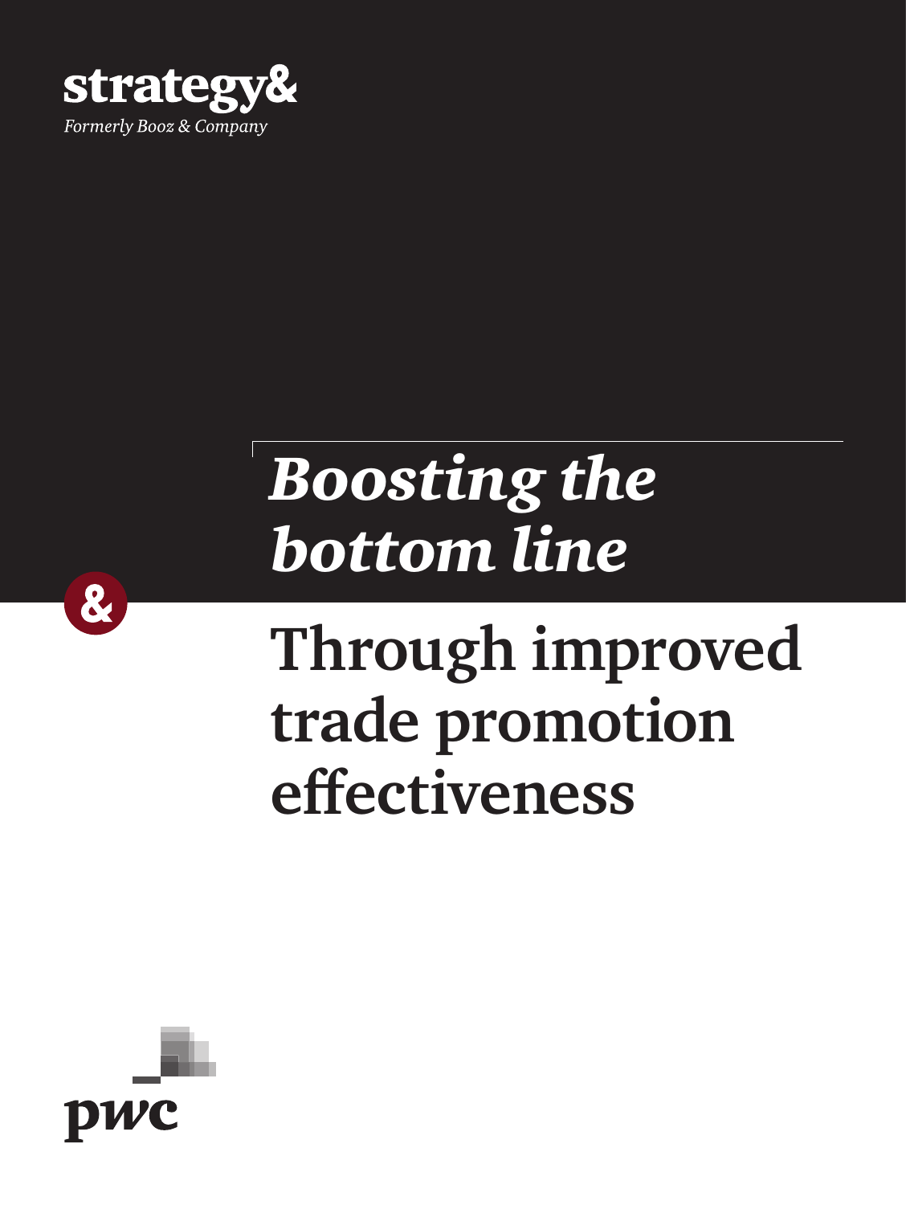strategy&

*Formerly Booz & Company*

# *Boosting the bottom line*

# Through improved trade promotion effectiveness

pwc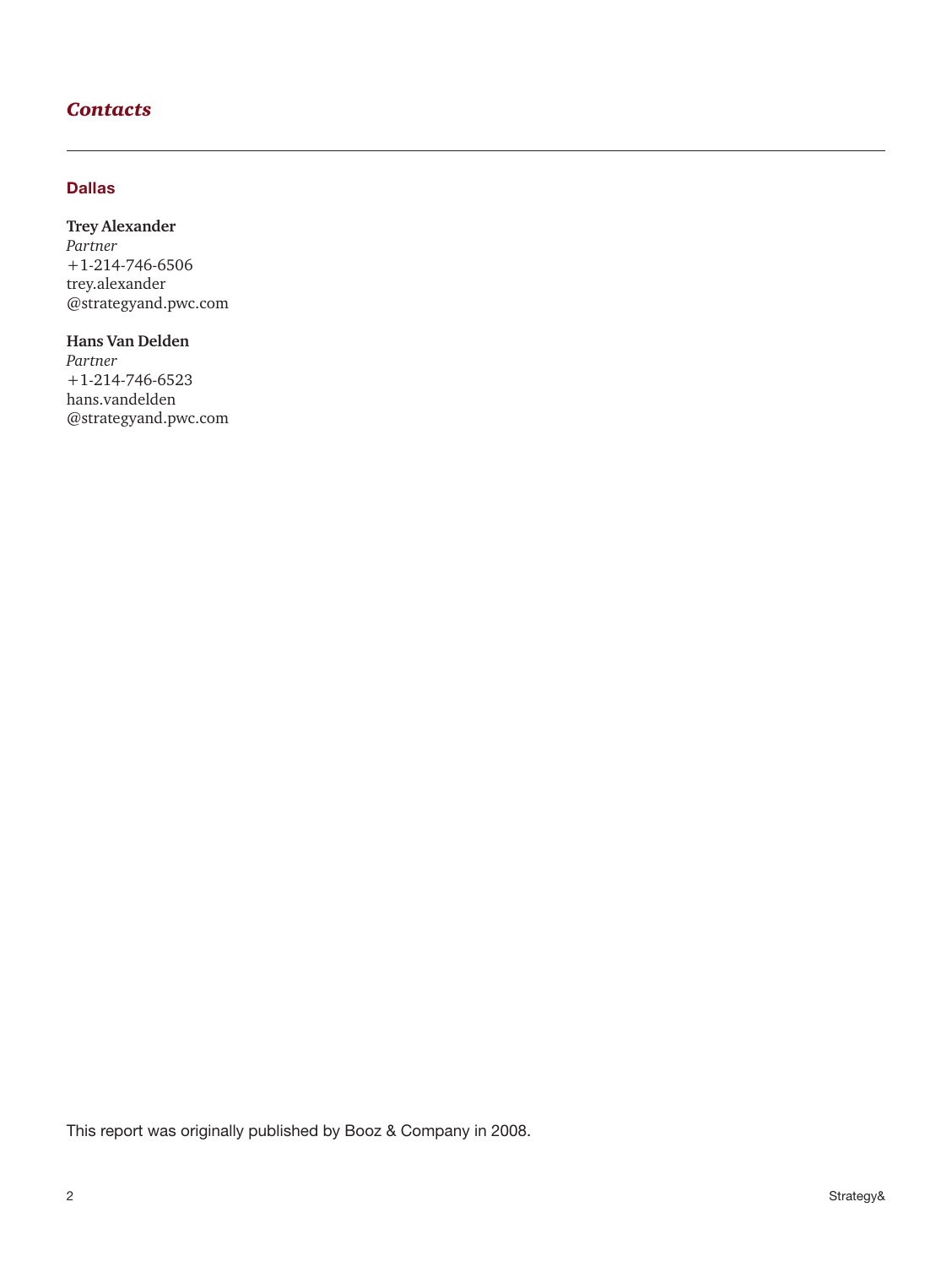## *Contacts*

### Dallas

**Trey Alexander**
*Partner*
+1-214-746-6506
trey.alexander
@strategyand.pwc.com

**Hans Van Delden**
*Partner*
+1-214-746-6523
hans.vandelden
@strategyand.pwc.com

This report was originally published by Booz & Company in 2008.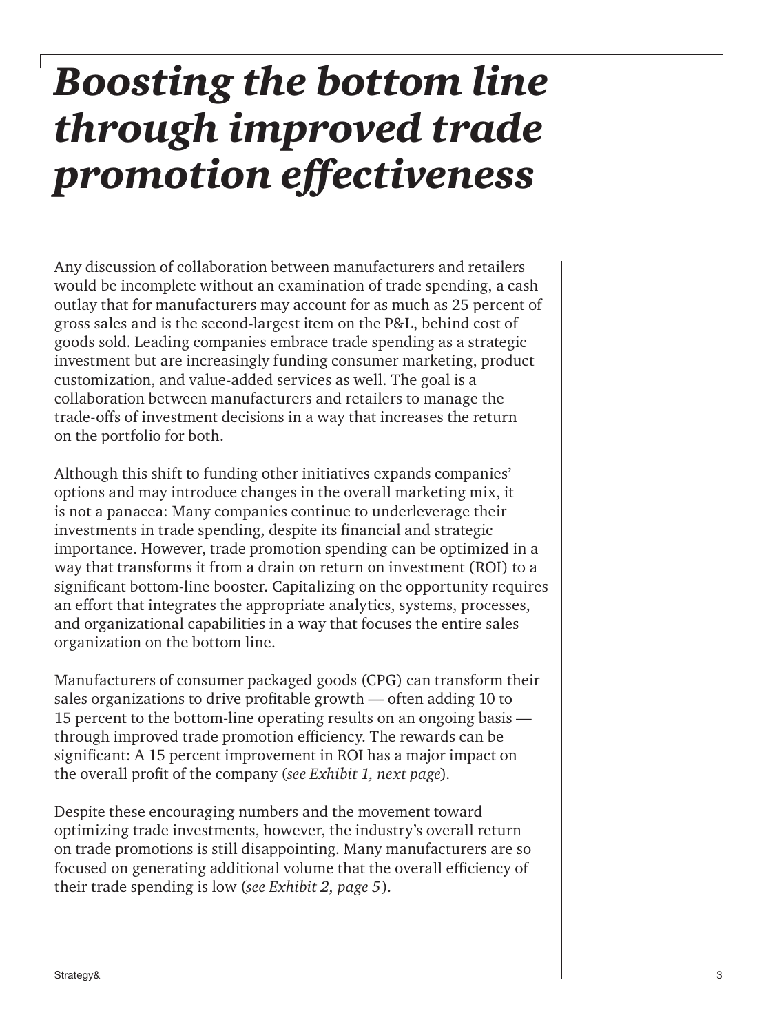# *Boosting the bottom line through improved trade promotion effectiveness*

Any discussion of collaboration between manufacturers and retailers would be incomplete without an examination of trade spending, a cash outlay that for manufacturers may account for as much as 25 percent of gross sales and is the second-largest item on the P&L, behind cost of goods sold. Leading companies embrace trade spending as a strategic investment but are increasingly funding consumer marketing, product customization, and value-added services as well. The goal is a collaboration between manufacturers and retailers to manage the trade-offs of investment decisions in a way that increases the return on the portfolio for both.

Although this shift to funding other initiatives expands companies' options and may introduce changes in the overall marketing mix, it is not a panacea: Many companies continue to underleverage their investments in trade spending, despite its financial and strategic importance. However, trade promotion spending can be optimized in a way that transforms it from a drain on return on investment (ROI) to a significant bottom-line booster. Capitalizing on the opportunity requires an effort that integrates the appropriate analytics, systems, processes, and organizational capabilities in a way that focuses the entire sales organization on the bottom line.

Manufacturers of consumer packaged goods (CPG) can transform their sales organizations to drive profitable growth — often adding 10 to 15 percent to the bottom-line operating results on an ongoing basis — through improved trade promotion efficiency. The rewards can be significant: A 15 percent improvement in ROI has a major impact on the overall profit of the company (*see Exhibit 1, next page*).

Despite these encouraging numbers and the movement toward optimizing trade investments, however, the industry's overall return on trade promotions is still disappointing. Many manufacturers are so focused on generating additional volume that the overall efficiency of their trade spending is low (*see Exhibit 2, page 5*).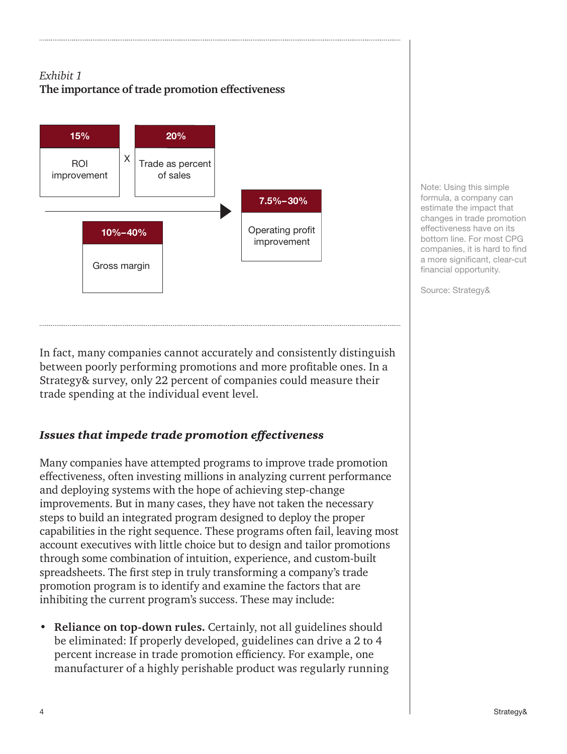*Exhibit 1*

**The importance of trade promotion effectiveness**

| 15% | | 20% | | 10%–40% | | 7.5%–30% |
|---|---|---|---|---|---|---|
| ROI improvement | X | Trade as percent of sales | | Gross margin | → | Operating profit improvement |

Note: Using this simple formula, a company can estimate the impact that changes in trade promotion effectiveness have on its bottom line. For most CPG companies, it is hard to find a more significant, clear-cut financial opportunity.

Source: Strategy&

In fact, many companies cannot accurately and consistently distinguish between poorly performing promotions and more profitable ones. In a Strategy& survey, only 22 percent of companies could measure their trade spending at the individual event level.

### *Issues that impede trade promotion effectiveness*

Many companies have attempted programs to improve trade promotion effectiveness, often investing millions in analyzing current performance and deploying systems with the hope of achieving step-change improvements. But in many cases, they have not taken the necessary steps to build an integrated program designed to deploy the proper capabilities in the right sequence. These programs often fail, leaving most account executives with little choice but to design and tailor promotions through some combination of intuition, experience, and custom-built spreadsheets. The first step in truly transforming a company's trade promotion program is to identify and examine the factors that are inhibiting the current program's success. These may include:

- **Reliance on top-down rules.** Certainly, not all guidelines should be eliminated: If properly developed, guidelines can drive a 2 to 4 percent increase in trade promotion efficiency. For example, one manufacturer of a highly perishable product was regularly running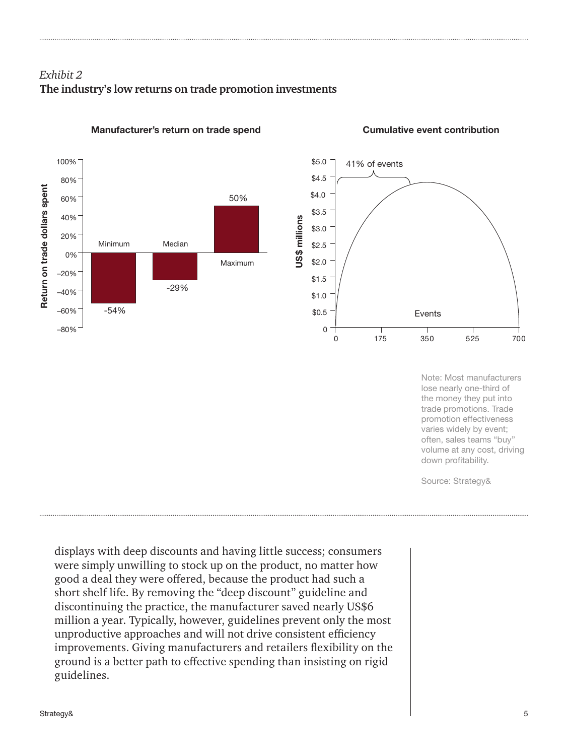*Exhibit 2*

**The industry's low returns on trade promotion investments**

**Manufacturer's return on trade spend**

| | Minimum | Median | Maximum |
|---|---|---|---|
| Return on trade dollars spent | -54% | -29% | 50% |

**Cumulative event contribution**

US$ millions (y-axis: 0 to $5.0); Events (x-axis: 0, 175, 350, 525, 700)

41% of events

Note: Most manufacturers lose nearly one-third of the money they put into trade promotions. Trade promotion effectiveness varies widely by event; often, sales teams "buy" volume at any cost, driving down profitability.

Source: Strategy&

displays with deep discounts and having little success; consumers were simply unwilling to stock up on the product, no matter how good a deal they were offered, because the product had such a short shelf life. By removing the "deep discount" guideline and discontinuing the practice, the manufacturer saved nearly US$6 million a year. Typically, however, guidelines prevent only the most unproductive approaches and will not drive consistent efficiency improvements. Giving manufacturers and retailers flexibility on the ground is a better path to effective spending than insisting on rigid guidelines.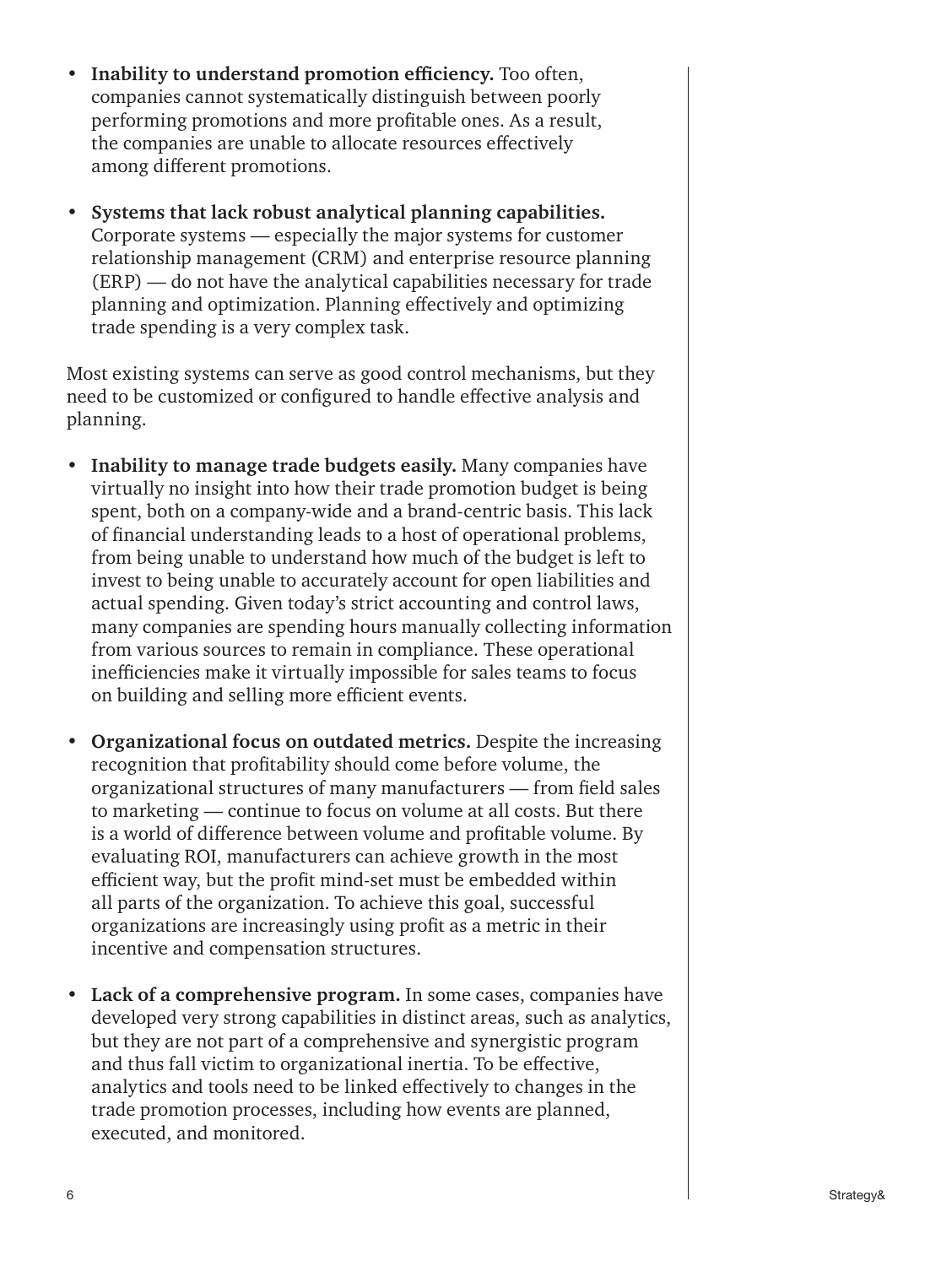- **Inability to understand promotion efficiency.** Too often, companies cannot systematically distinguish between poorly performing promotions and more profitable ones. As a result, the companies are unable to allocate resources effectively among different promotions.

- **Systems that lack robust analytical planning capabilities.** Corporate systems — especially the major systems for customer relationship management (CRM) and enterprise resource planning (ERP) — do not have the analytical capabilities necessary for trade planning and optimization. Planning effectively and optimizing trade spending is a very complex task.

Most existing systems can serve as good control mechanisms, but they need to be customized or configured to handle effective analysis and planning.

- **Inability to manage trade budgets easily.** Many companies have virtually no insight into how their trade promotion budget is being spent, both on a company-wide and a brand-centric basis. This lack of financial understanding leads to a host of operational problems, from being unable to understand how much of the budget is left to invest to being unable to accurately account for open liabilities and actual spending. Given today's strict accounting and control laws, many companies are spending hours manually collecting information from various sources to remain in compliance. These operational inefficiencies make it virtually impossible for sales teams to focus on building and selling more efficient events.

- **Organizational focus on outdated metrics.** Despite the increasing recognition that profitability should come before volume, the organizational structures of many manufacturers — from field sales to marketing — continue to focus on volume at all costs. But there is a world of difference between volume and profitable volume. By evaluating ROI, manufacturers can achieve growth in the most efficient way, but the profit mind-set must be embedded within all parts of the organization. To achieve this goal, successful organizations are increasingly using profit as a metric in their incentive and compensation structures.

- **Lack of a comprehensive program.** In some cases, companies have developed very strong capabilities in distinct areas, such as analytics, but they are not part of a comprehensive and synergistic program and thus fall victim to organizational inertia. To be effective, analytics and tools need to be linked effectively to changes in the trade promotion processes, including how events are planned, executed, and monitored.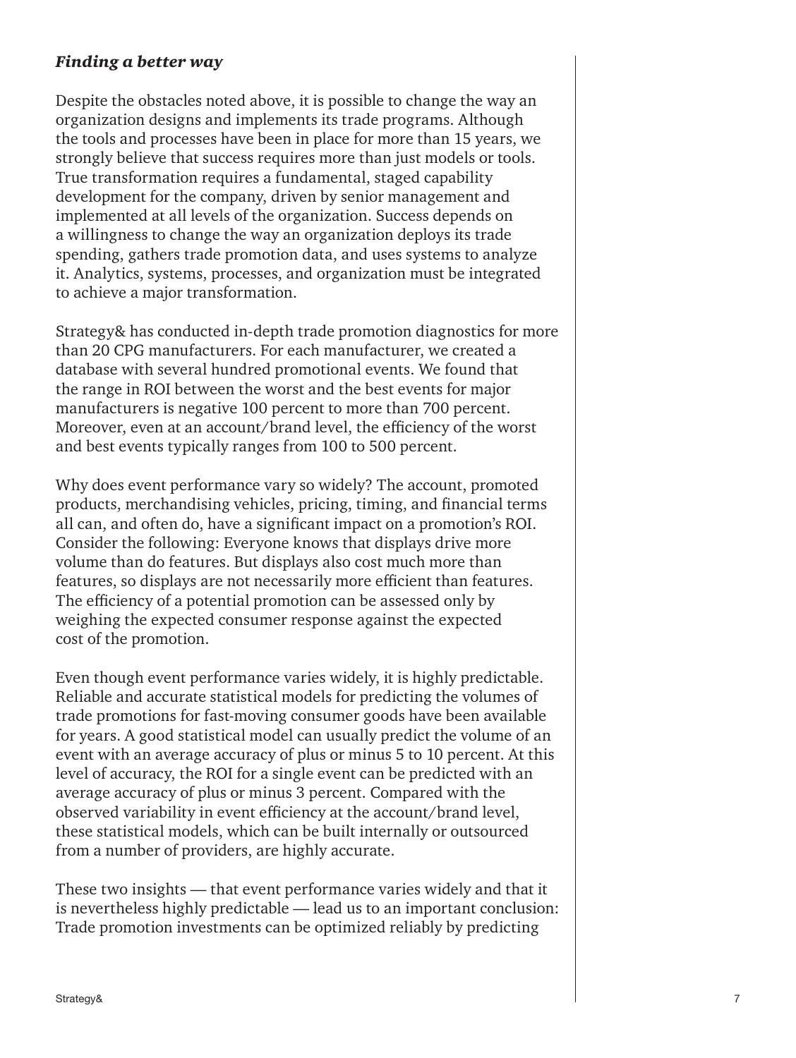### *Finding a better way*

Despite the obstacles noted above, it is possible to change the way an organization designs and implements its trade programs. Although the tools and processes have been in place for more than 15 years, we strongly believe that success requires more than just models or tools. True transformation requires a fundamental, staged capability development for the company, driven by senior management and implemented at all levels of the organization. Success depends on a willingness to change the way an organization deploys its trade spending, gathers trade promotion data, and uses systems to analyze it. Analytics, systems, processes, and organization must be integrated to achieve a major transformation.

Strategy& has conducted in-depth trade promotion diagnostics for more than 20 CPG manufacturers. For each manufacturer, we created a database with several hundred promotional events. We found that the range in ROI between the worst and the best events for major manufacturers is negative 100 percent to more than 700 percent. Moreover, even at an account/brand level, the efficiency of the worst and best events typically ranges from 100 to 500 percent.

Why does event performance vary so widely? The account, promoted products, merchandising vehicles, pricing, timing, and financial terms all can, and often do, have a significant impact on a promotion's ROI. Consider the following: Everyone knows that displays drive more volume than do features. But displays also cost much more than features, so displays are not necessarily more efficient than features. The efficiency of a potential promotion can be assessed only by weighing the expected consumer response against the expected cost of the promotion.

Even though event performance varies widely, it is highly predictable. Reliable and accurate statistical models for predicting the volumes of trade promotions for fast-moving consumer goods have been available for years. A good statistical model can usually predict the volume of an event with an average accuracy of plus or minus 5 to 10 percent. At this level of accuracy, the ROI for a single event can be predicted with an average accuracy of plus or minus 3 percent. Compared with the observed variability in event efficiency at the account/brand level, these statistical models, which can be built internally or outsourced from a number of providers, are highly accurate.

These two insights — that event performance varies widely and that it is nevertheless highly predictable — lead us to an important conclusion: Trade promotion investments can be optimized reliably by predicting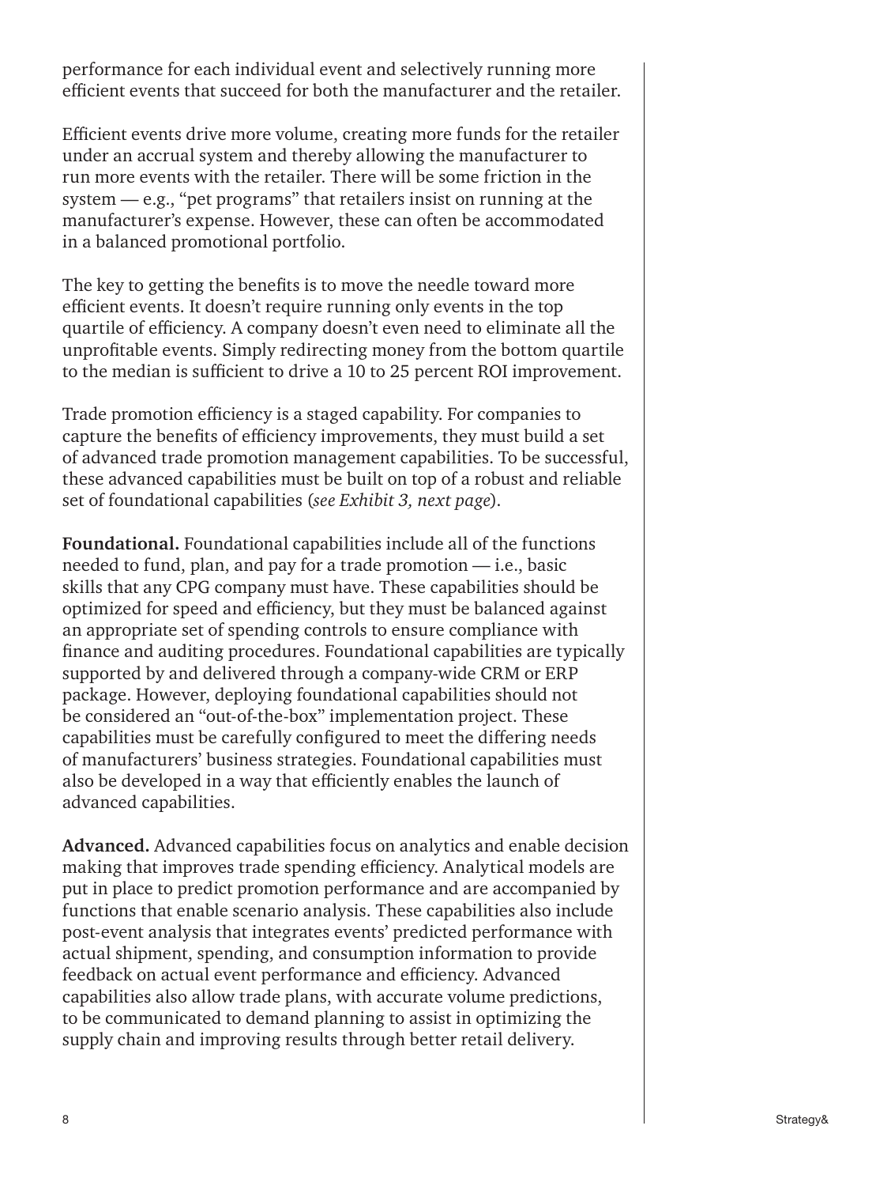performance for each individual event and selectively running more efficient events that succeed for both the manufacturer and the retailer.

Efficient events drive more volume, creating more funds for the retailer under an accrual system and thereby allowing the manufacturer to run more events with the retailer. There will be some friction in the system — e.g., "pet programs" that retailers insist on running at the manufacturer's expense. However, these can often be accommodated in a balanced promotional portfolio.

The key to getting the benefits is to move the needle toward more efficient events. It doesn't require running only events in the top quartile of efficiency. A company doesn't even need to eliminate all the unprofitable events. Simply redirecting money from the bottom quartile to the median is sufficient to drive a 10 to 25 percent ROI improvement.

Trade promotion efficiency is a staged capability. For companies to capture the benefits of efficiency improvements, they must build a set of advanced trade promotion management capabilities. To be successful, these advanced capabilities must be built on top of a robust and reliable set of foundational capabilities (*see Exhibit 3, next page*).

**Foundational.** Foundational capabilities include all of the functions needed to fund, plan, and pay for a trade promotion — i.e., basic skills that any CPG company must have. These capabilities should be optimized for speed and efficiency, but they must be balanced against an appropriate set of spending controls to ensure compliance with finance and auditing procedures. Foundational capabilities are typically supported by and delivered through a company-wide CRM or ERP package. However, deploying foundational capabilities should not be considered an "out-of-the-box" implementation project. These capabilities must be carefully configured to meet the differing needs of manufacturers' business strategies. Foundational capabilities must also be developed in a way that efficiently enables the launch of advanced capabilities.

**Advanced.** Advanced capabilities focus on analytics and enable decision making that improves trade spending efficiency. Analytical models are put in place to predict promotion performance and are accompanied by functions that enable scenario analysis. These capabilities also include post-event analysis that integrates events' predicted performance with actual shipment, spending, and consumption information to provide feedback on actual event performance and efficiency. Advanced capabilities also allow trade plans, with accurate volume predictions, to be communicated to demand planning to assist in optimizing the supply chain and improving results through better retail delivery.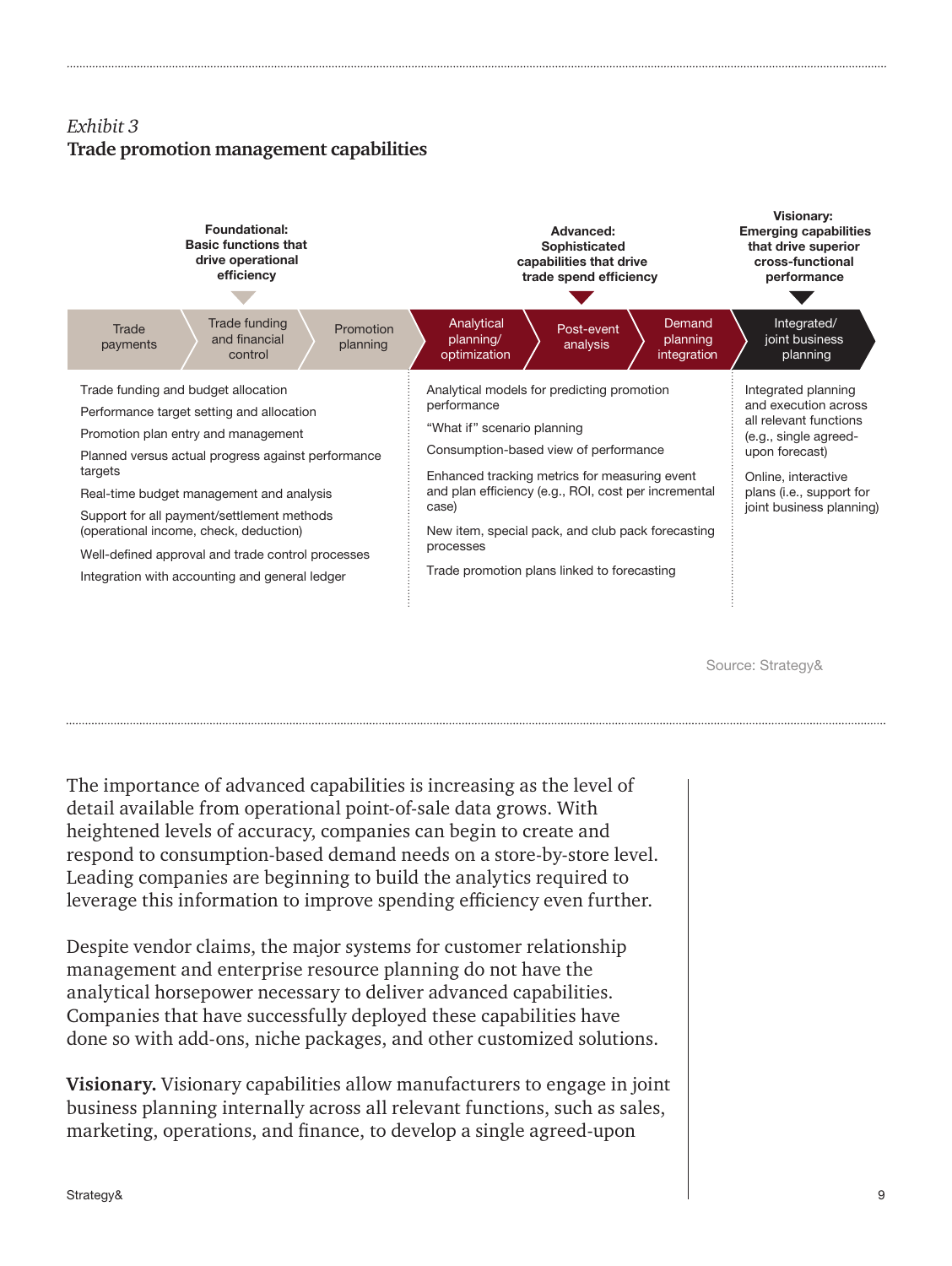*Exhibit 3*
**Trade promotion management capabilities**

| **Foundational:** Basic functions that drive operational efficiency | **Advanced:** Sophisticated capabilities that drive trade spend efficiency | **Visionary:** Emerging capabilities that drive superior cross-functional performance |
| --- | --- | --- |
| Trade payments → Trade funding and financial control → Promotion planning | Analytical planning/optimization → Post-event analysis → Demand planning integration | Integrated/joint business planning |
| Trade funding and budget allocation<br>Performance target setting and allocation<br>Promotion plan entry and management<br>Planned versus actual progress against performance targets<br>Real-time budget management and analysis<br>Support for all payment/settlement methods (operational income, check, deduction)<br>Well-defined approval and trade control processes<br>Integration with accounting and general ledger | Analytical models for predicting promotion performance<br>"What if" scenario planning<br>Consumption-based view of performance<br>Enhanced tracking metrics for measuring event and plan efficiency (e.g., ROI, cost per incremental case)<br>New item, special pack, and club pack forecasting processes<br>Trade promotion plans linked to forecasting | Integrated planning and execution across all relevant functions (e.g., single agreed-upon forecast)<br>Online, interactive plans (i.e., support for joint business planning) |

Source: Strategy&

The importance of advanced capabilities is increasing as the level of detail available from operational point-of-sale data grows. With heightened levels of accuracy, companies can begin to create and respond to consumption-based demand needs on a store-by-store level. Leading companies are beginning to build the analytics required to leverage this information to improve spending efficiency even further.

Despite vendor claims, the major systems for customer relationship management and enterprise resource planning do not have the analytical horsepower necessary to deliver advanced capabilities. Companies that have successfully deployed these capabilities have done so with add-ons, niche packages, and other customized solutions.

**Visionary.** Visionary capabilities allow manufacturers to engage in joint business planning internally across all relevant functions, such as sales, marketing, operations, and finance, to develop a single agreed-upon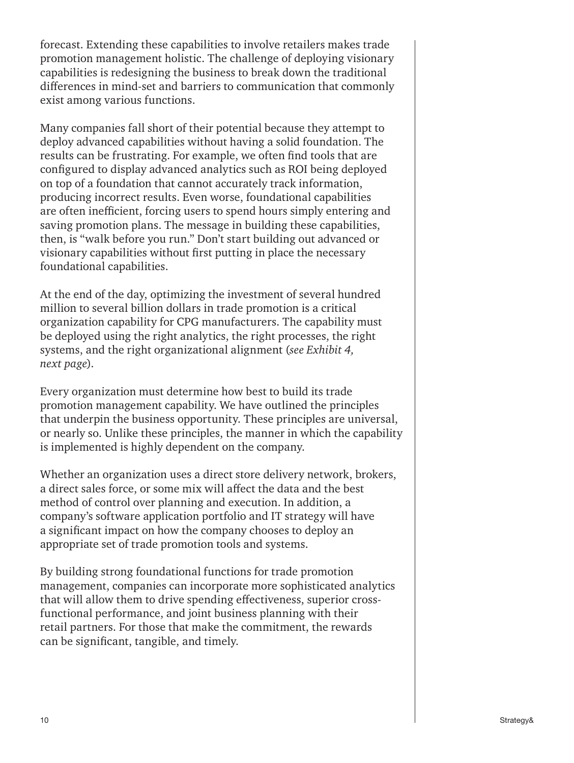forecast. Extending these capabilities to involve retailers makes trade promotion management holistic. The challenge of deploying visionary capabilities is redesigning the business to break down the traditional differences in mind-set and barriers to communication that commonly exist among various functions.

Many companies fall short of their potential because they attempt to deploy advanced capabilities without having a solid foundation. The results can be frustrating. For example, we often find tools that are configured to display advanced analytics such as ROI being deployed on top of a foundation that cannot accurately track information, producing incorrect results. Even worse, foundational capabilities are often inefficient, forcing users to spend hours simply entering and saving promotion plans. The message in building these capabilities, then, is "walk before you run." Don't start building out advanced or visionary capabilities without first putting in place the necessary foundational capabilities.

At the end of the day, optimizing the investment of several hundred million to several billion dollars in trade promotion is a critical organization capability for CPG manufacturers. The capability must be deployed using the right analytics, the right processes, the right systems, and the right organizational alignment (*see Exhibit 4, next page*).

Every organization must determine how best to build its trade promotion management capability. We have outlined the principles that underpin the business opportunity. These principles are universal, or nearly so. Unlike these principles, the manner in which the capability is implemented is highly dependent on the company.

Whether an organization uses a direct store delivery network, brokers, a direct sales force, or some mix will affect the data and the best method of control over planning and execution. In addition, a company's software application portfolio and IT strategy will have a significant impact on how the company chooses to deploy an appropriate set of trade promotion tools and systems.

By building strong foundational functions for trade promotion management, companies can incorporate more sophisticated analytics that will allow them to drive spending effectiveness, superior cross-functional performance, and joint business planning with their retail partners. For those that make the commitment, the rewards can be significant, tangible, and timely.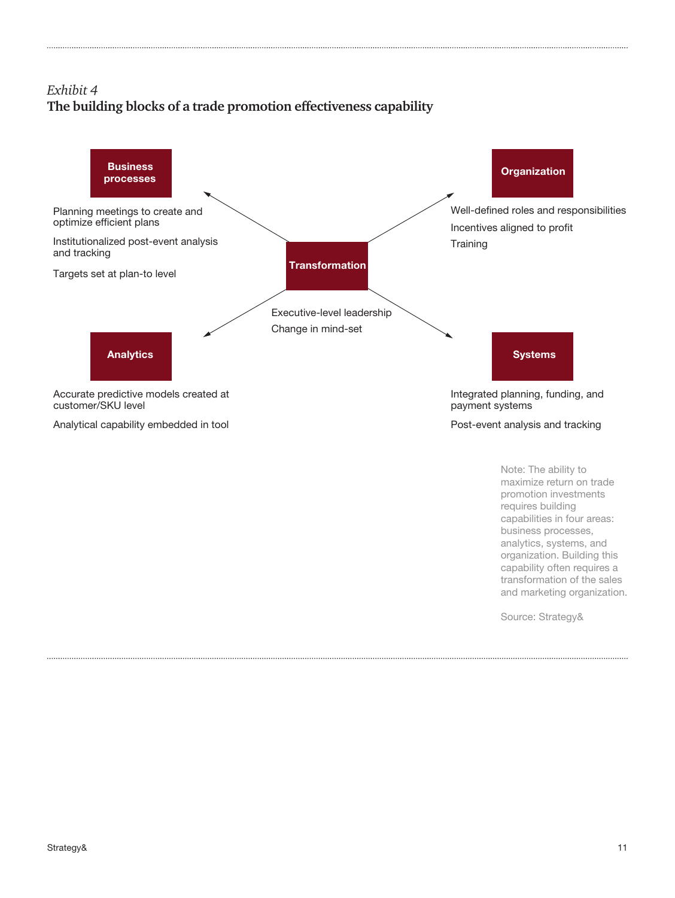*Exhibit 4*

**The building blocks of a trade promotion effectiveness capability**

**Transformation**

Executive-level leadership

Change in mind-set

**Business processes**

Planning meetings to create and optimize efficient plans

Institutionalized post-event analysis and tracking

Targets set at plan-to level

**Organization**

Well-defined roles and responsibilities

Incentives aligned to profit

Training

**Analytics**

Accurate predictive models created at customer/SKU level

Analytical capability embedded in tool

**Systems**

Integrated planning, funding, and payment systems

Post-event analysis and tracking

Note: The ability to maximize return on trade promotion investments requires building capabilities in four areas: business processes, analytics, systems, and organization. Building this capability often requires a transformation of the sales and marketing organization.

Source: Strategy&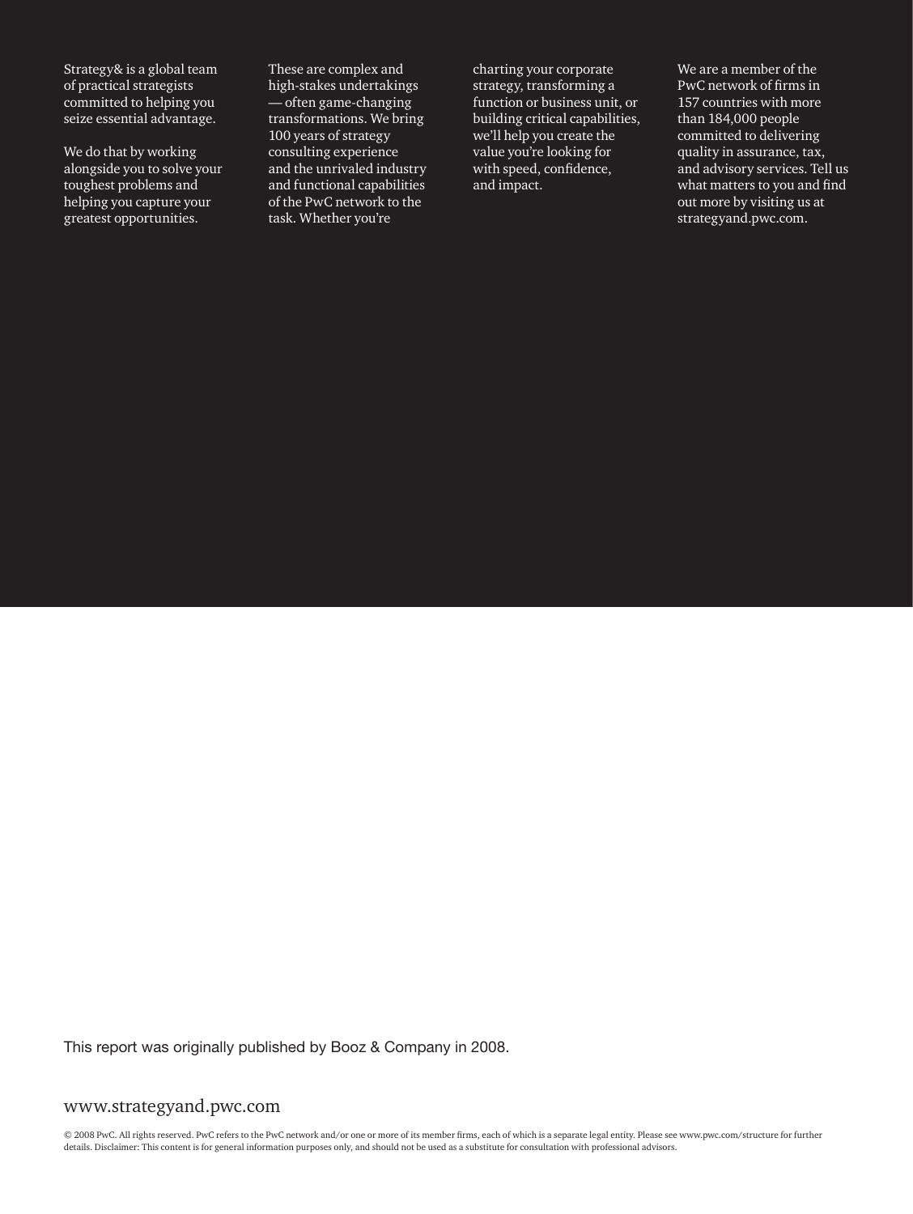Strategy& is a global team of practical strategists committed to helping you seize essential advantage.

We do that by working alongside you to solve your toughest problems and helping you capture your greatest opportunities.

These are complex and high-stakes undertakings — often game-changing transformations. We bring 100 years of strategy consulting experience and the unrivaled industry and functional capabilities of the PwC network to the task. Whether you're charting your corporate strategy, transforming a function or business unit, or building critical capabilities, we'll help you create the value you're looking for with speed, confidence, and impact.

We are a member of the PwC network of firms in 157 countries with more than 184,000 people committed to delivering quality in assurance, tax, and advisory services. Tell us what matters to you and find out more by visiting us at strategyand.pwc.com.

This report was originally published by Booz & Company in 2008.

www.strategyand.pwc.com

© 2008 PwC. All rights reserved. PwC refers to the PwC network and/or one or more of its member firms, each of which is a separate legal entity. Please see www.pwc.com/structure for further details. Disclaimer: This content is for general information purposes only, and should not be used as a substitute for consultation with professional advisors.